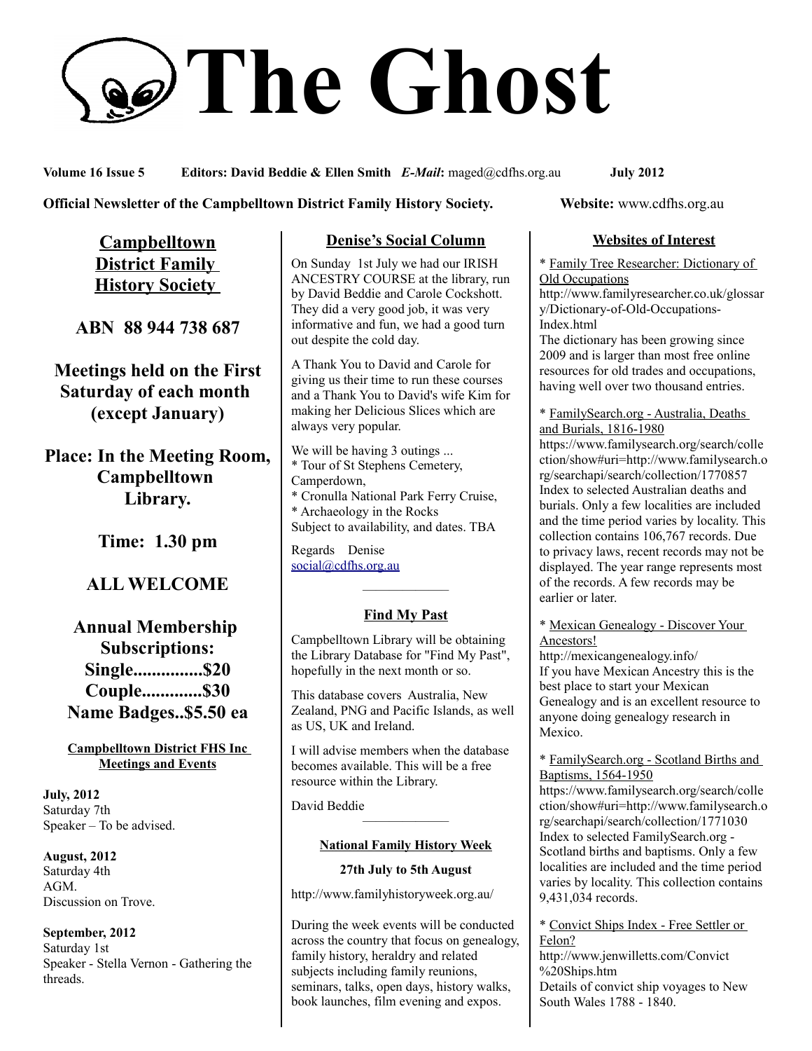# The Ghost

**Volume 16 Issue 5** **Editors: David Beddie & Ellen Smith** ***E-Mail*:** maged@cdfhs.org.au **July 2012**

**Official Newsletter of the Campbelltown District Family History Society.** **Website:** www.cdfhs.org.au

## Campbelltown District Family History Society

**ABN 88 944 738 687**

**Meetings held on the First Saturday of each month (except January)**

**Place: In the Meeting Room, Campbelltown Library.**

**Time: 1.30 pm**

**ALL WELCOME**

**Annual Membership Subscriptions:**
**Single...............$20**
**Couple.............$30**
**Name Badges..$5.50 ea**

### Campbelltown District FHS Inc Meetings and Events

**July, 2012**
Saturday 7th
Speaker – To be advised.

**August, 2012**
Saturday 4th
AGM.
Discussion on Trove.

**September, 2012**
Saturday 1st
Speaker - Stella Vernon - Gathering the threads.

## Denise's Social Column

On Sunday 1st July we had our IRISH ANCESTRY COURSE at the library, run by David Beddie and Carole Cockshott. They did a very good job, it was very informative and fun, we had a good turn out despite the cold day.

A Thank You to David and Carole for giving us their time to run these courses and a Thank You to David's wife Kim for making her Delicious Slices which are always very popular.

We will be having 3 outings ...
* Tour of St Stephens Cemetery, Camperdown,
* Cronulla National Park Ferry Cruise,
* Archaeology in the Rocks
Subject to availability, and dates. TBA

Regards Denise
social@cdfhs.org.au

## Find My Past

Campbelltown Library will be obtaining the Library Database for "Find My Past", hopefully in the next month or so.

This database covers Australia, New Zealand, PNG and Pacific Islands, as well as US, UK and Ireland.

I will advise members when the database becomes available. This will be a free resource within the Library.

David Beddie

## National Family History Week

**27th July to 5th August**

http://www.familyhistoryweek.org.au/

During the week events will be conducted across the country that focus on genealogy, family history, heraldry and related subjects including family reunions, seminars, talks, open days, history walks, book launches, film evening and expos.

## Websites of Interest

* Family Tree Researcher: Dictionary of Old Occupations
http://www.familyresearcher.co.uk/glossary/Dictionary-of-Old-Occupations-Index.html
The dictionary has been growing since 2009 and is larger than most free online resources for old trades and occupations, having well over two thousand entries.

* FamilySearch.org - Australia, Deaths and Burials, 1816-1980
https://www.familysearch.org/search/collection/show#uri=http://www.familysearch.org/searchapi/search/collection/1770857
Index to selected Australian deaths and burials. Only a few localities are included and the time period varies by locality. This collection contains 106,767 records. Due to privacy laws, recent records may not be displayed. The year range represents most of the records. A few records may be earlier or later.

* Mexican Genealogy - Discover Your Ancestors!
http://mexicangenealogy.info/
If you have Mexican Ancestry this is the best place to start your Mexican Genealogy and is an excellent resource to anyone doing genealogy research in Mexico.

* FamilySearch.org - Scotland Births and Baptisms, 1564-1950
https://www.familysearch.org/search/collection/show#uri=http://www.familysearch.org/searchapi/search/collection/1771030
Index to selected FamilySearch.org - Scotland births and baptisms. Only a few localities are included and the time period varies by locality. This collection contains 9,431,034 records.

* Convict Ships Index - Free Settler or Felon?
http://www.jenwilletts.com/Convict%20Ships.htm
Details of convict ship voyages to New South Wales 1788 - 1840.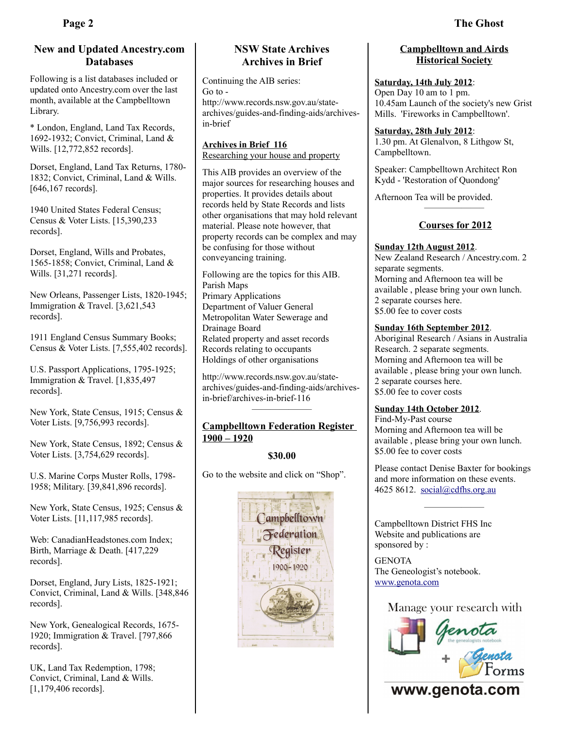## New and Updated Ancestry.com Databases

Following is a list databases included or updated onto Ancestry.com over the last month, available at the Campbelltown Library.

* London, England, Land Tax Records, 1692-1932; Convict, Criminal, Land & Wills. [12,772,852 records].

Dorset, England, Land Tax Returns, 1780-1832; Convict, Criminal, Land & Wills. [646,167 records].

1940 United States Federal Census; Census & Voter Lists. [15,390,233 records].

Dorset, England, Wills and Probates, 1565-1858; Convict, Criminal, Land & Wills. [31,271 records].

New Orleans, Passenger Lists, 1820-1945; Immigration & Travel. [3,621,543 records].

1911 England Census Summary Books; Census & Voter Lists. [7,555,402 records].

U.S. Passport Applications, 1795-1925; Immigration & Travel. [1,835,497 records].

New York, State Census, 1915; Census & Voter Lists. [9,756,993 records].

New York, State Census, 1892; Census & Voter Lists. [3,754,629 records].

U.S. Marine Corps Muster Rolls, 1798-1958; Military. [39,841,896 records].

New York, State Census, 1925; Census & Voter Lists. [11,117,985 records].

Web: CanadianHeadstones.com Index; Birth, Marriage & Death. [417,229 records].

Dorset, England, Jury Lists, 1825-1921; Convict, Criminal, Land & Wills. [348,846 records].

New York, Genealogical Records, 1675-1920; Immigration & Travel. [797,866 records].

UK, Land Tax Redemption, 1798; Convict, Criminal, Land & Wills. [1,179,406 records].

## NSW State Archives Archives in Brief

Continuing the AIB series:
Go to -
http://www.records.nsw.gov.au/state-archives/guides-and-finding-aids/archives-in-brief

**Archives in Brief 116**
Researching your house and property

This AIB provides an overview of the major sources for researching houses and properties. It provides details about records held by State Records and lists other organisations that may hold relevant material. Please note however, that property records can be complex and may be confusing for those without conveyancing training.

Following are the topics for this AIB.
Parish Maps
Primary Applications
Department of Valuer General
Metropolitan Water Sewerage and Drainage Board
Related property and asset records
Records relating to occupants
Holdings of other organisations

http://www.records.nsw.gov.au/state-archives/guides-and-finding-aids/archives-in-brief/archives-in-brief-116

**Campbelltown Federation Register 1900 – 1920**

**$30.00**

Go to the website and click on "Shop".

## Campbelltown and Airds Historical Society

**Saturday, 14th July 2012**:
Open Day 10 am to 1 pm.
10.45am Launch of the society's new Grist Mills. 'Fireworks in Campbelltown'.

**Saturday, 28th July 2012**:
1.30 pm. At Glenalvon, 8 Lithgow St, Campbelltown.

Speaker: Campbelltown Architect Ron Kydd - 'Restoration of Quondong'

Afternoon Tea will be provided.

## Courses for 2012

**Sunday 12th August 2012**.
New Zealand Research / Ancestry.com. 2 separate segments.
Morning and Afternoon tea will be available , please bring your own lunch.
2 separate courses here.
$5.00 fee to cover costs

**Sunday 16th September 2012**.
Aboriginal Research / Asians in Australia Research. 2 separate segments.
Morning and Afternoon tea will be available , please bring your own lunch.
2 separate courses here.
$5.00 fee to cover costs

**Sunday 14th October 2012**.
Find-My-Past course
Morning and Afternoon tea will be available , please bring your own lunch.
$5.00 fee to cover costs

Please contact Denise Baxter for bookings and more information on these events.
4625 8612. social@cdfhs.org.au

Campbelltown District FHS Inc Website and publications are sponsored by :

GENOTA
The Geneologist's notebook.
www.genota.com

Manage your research with Genota the genealogists notebook + Genota Forms
www.genota.com